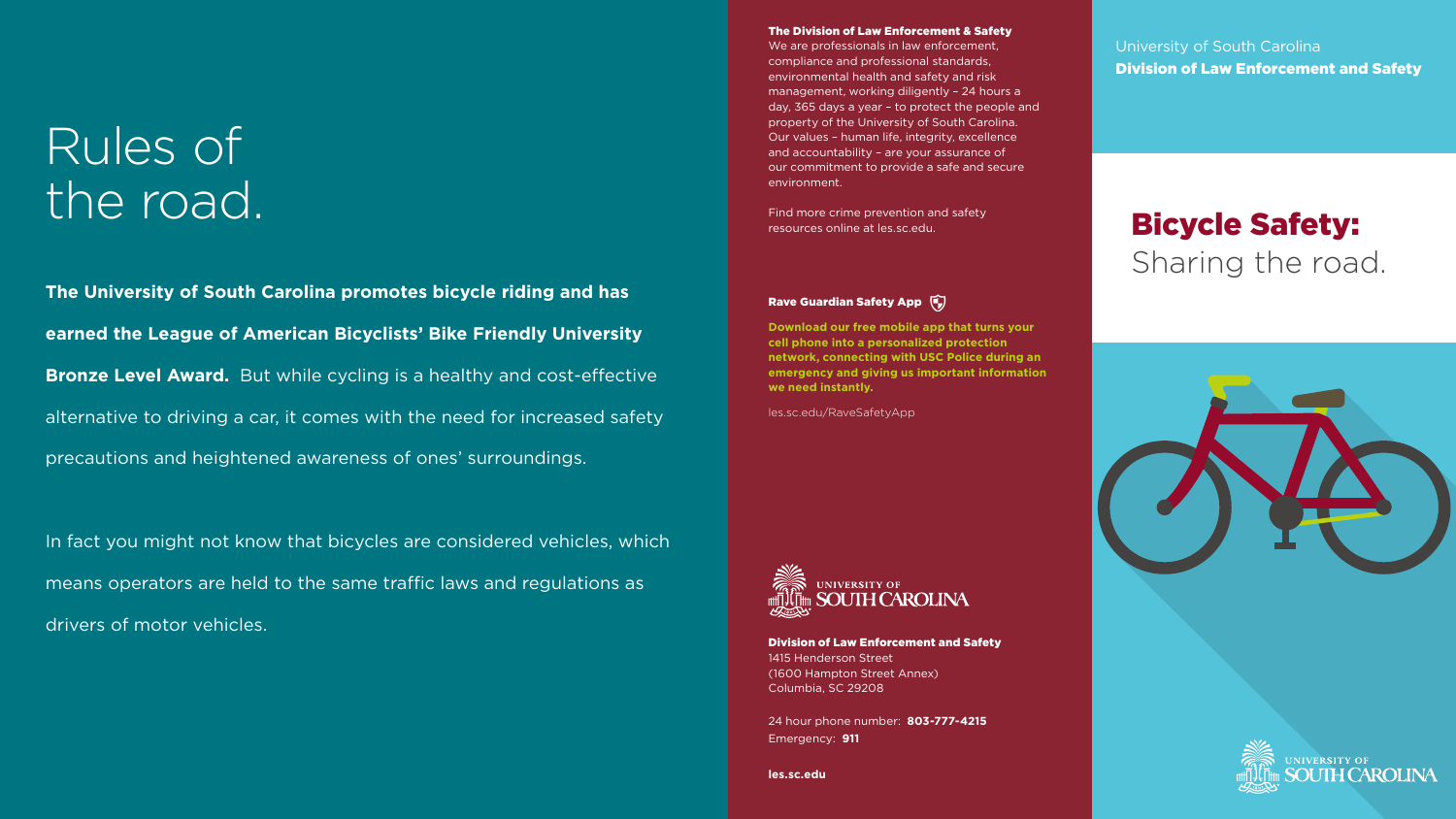# Rules of the road.

**The University of South Carolina promotes bicycle riding and has earned the League of American Bicyclists' Bike Friendly University Bronze Level Award.** But while cycling is a healthy and cost-effective alternative to driving a car, it comes with the need for increased safety precautions and heightened awareness of ones' surroundings.

In fact you might not know that bicycles are considered vehicles, which means operators are held to the same traffic laws and regulations as drivers of motor vehicles.

**The Division of Law Enforcement & Safety**
We are professionals in law enforcement, compliance and professional standards, environmental health and safety and risk management, working diligently – 24 hours a day, 365 days a year – to protect the people and property of the University of South Carolina. Our values – human life, integrity, excellence and accountability – are your assurance of our commitment to provide a safe and secure environment.

Find more crime prevention and safety resources online at les.sc.edu.

**Rave Guardian Safety App**

**Download our free mobile app that turns your cell phone into a personalized protection network, connecting with USC Police during an emergency and giving us important information we need instantly.**

les.sc.edu/RaveSafetyApp

UNIVERSITY OF SOUTH CAROLINA

**Division of Law Enforcement and Safety**
1415 Henderson Street
(1600 Hampton Street Annex)
Columbia, SC 29208

24 hour phone number: **803-777-4215**
Emergency: **911**

**les.sc.edu**

University of South Carolina
**Division of Law Enforcement and Safety**

# Bicycle Safety:
## Sharing the road.

UNIVERSITY OF SOUTH CAROLINA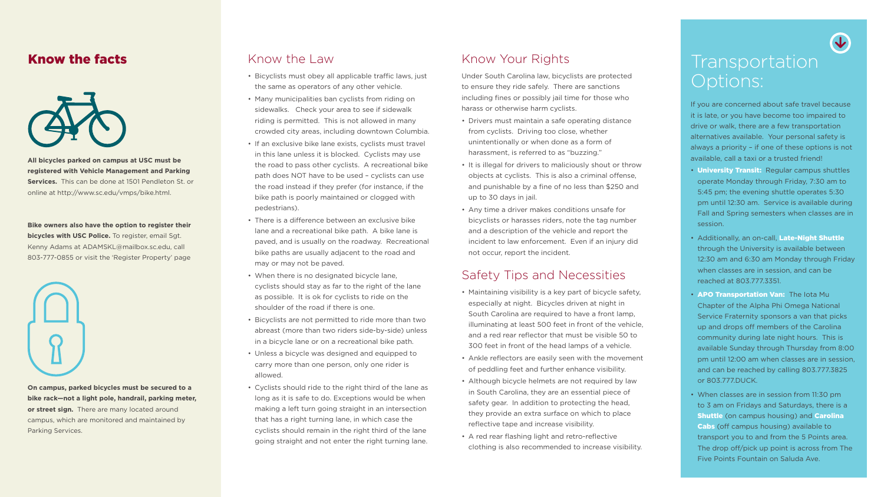## Know the facts

**All bicycles parked on campus at USC must be registered with Vehicle Management and Parking Services.** This can be done at 1501 Pendleton St. or online at http://www.sc.edu/vmps/bike.html.

**Bike owners also have the option to register their bicycles with USC Police.** To register, email Sgt. Kenny Adams at ADAMSKL@mailbox.sc.edu, call 803-777-0855 or visit the 'Register Property' page

**On campus, parked bicycles must be secured to a bike rack—not a light pole, handrail, parking meter, or street sign.** There are many located around campus, which are monitored and maintained by Parking Services.

## Know the Law

- Bicyclists must obey all applicable traffic laws, just the same as operators of any vehicle.
- Many municipalities ban cyclists from riding on sidewalks. Check your area to see if sidewalk riding is permitted. This is not allowed in many crowded city areas, including downtown Columbia.
- If an exclusive bike lane exists, cyclists must travel in this lane unless it is blocked. Cyclists may use the road to pass other cyclists. A recreational bike path does NOT have to be used – cyclists can use the road instead if they prefer (for instance, if the bike path is poorly maintained or clogged with pedestrians).
- There is a difference between an exclusive bike lane and a recreational bike path. A bike lane is paved, and is usually on the roadway. Recreational bike paths are usually adjacent to the road and may or may not be paved.
- When there is no designated bicycle lane, cyclists should stay as far to the right of the lane as possible. It is ok for cyclists to ride on the shoulder of the road if there is one.
- Bicyclists are not permitted to ride more than two abreast (more than two riders side-by-side) unless in a bicycle lane or on a recreational bike path.
- Unless a bicycle was designed and equipped to carry more than one person, only one rider is allowed.
- Cyclists should ride to the right third of the lane as long as it is safe to do. Exceptions would be when making a left turn going straight in an intersection that has a right turning lane, in which case the cyclists should remain in the right third of the lane going straight and not enter the right turning lane.

## Know Your Rights

Under South Carolina law, bicyclists are protected to ensure they ride safely. There are sanctions including fines or possibly jail time for those who harass or otherwise harm cyclists.

- Drivers must maintain a safe operating distance from cyclists. Driving too close, whether unintentionally or when done as a form of harassment, is referred to as "buzzing."
- It is illegal for drivers to maliciously shout or throw objects at cyclists. This is also a criminal offense, and punishable by a fine of no less than $250 and up to 30 days in jail.
- Any time a driver makes conditions unsafe for bicyclists or harasses riders, note the tag number and a description of the vehicle and report the incident to law enforcement. Even if an injury did not occur, report the incident.

## Safety Tips and Necessities

- Maintaining visibility is a key part of bicycle safety, especially at night. Bicycles driven at night in South Carolina are required to have a front lamp, illuminating at least 500 feet in front of the vehicle, and a red rear reflector that must be visible 50 to 300 feet in front of the head lamps of a vehicle.
- Ankle reflectors are easily seen with the movement of peddling feet and further enhance visibility.
- Although bicycle helmets are not required by law in South Carolina, they are an essential piece of safety gear. In addition to protecting the head, they provide an extra surface on which to place reflective tape and increase visibility.
- A red rear flashing light and retro-reflective clothing is also recommended to increase visibility.

## Transportation Options:

If you are concerned about safe travel because it is late, or you have become too impaired to drive or walk, there are a few transportation alternatives available. Your personal safety is always a priority – if one of these options is not available, call a taxi or a trusted friend!

- **University Transit:** Regular campus shuttles operate Monday through Friday, 7:30 am to 5:45 pm; the evening shuttle operates 5:30 pm until 12:30 am. Service is available during Fall and Spring semesters when classes are in session.
- Additionally, an on-call, **Late-Night Shuttle** through the University is available between 12:30 am and 6:30 am Monday through Friday when classes are in session, and can be reached at 803.777.3351.
- **APO Transportation Van:** The Iota Mu Chapter of the Alpha Phi Omega National Service Fraternity sponsors a van that picks up and drops off members of the Carolina community during late night hours. This is available Sunday through Thursday from 8:00 pm until 12:00 am when classes are in session, and can be reached by calling 803.777.3825 or 803.777.DUCK.
- When classes are in session from 11:30 pm to 3 am on Fridays and Saturdays, there is a **Shuttle** (on campus housing) and **Carolina Cabs** (off campus housing) available to transport you to and from the 5 Points area. The drop off/pick up point is across from The Five Points Fountain on Saluda Ave.